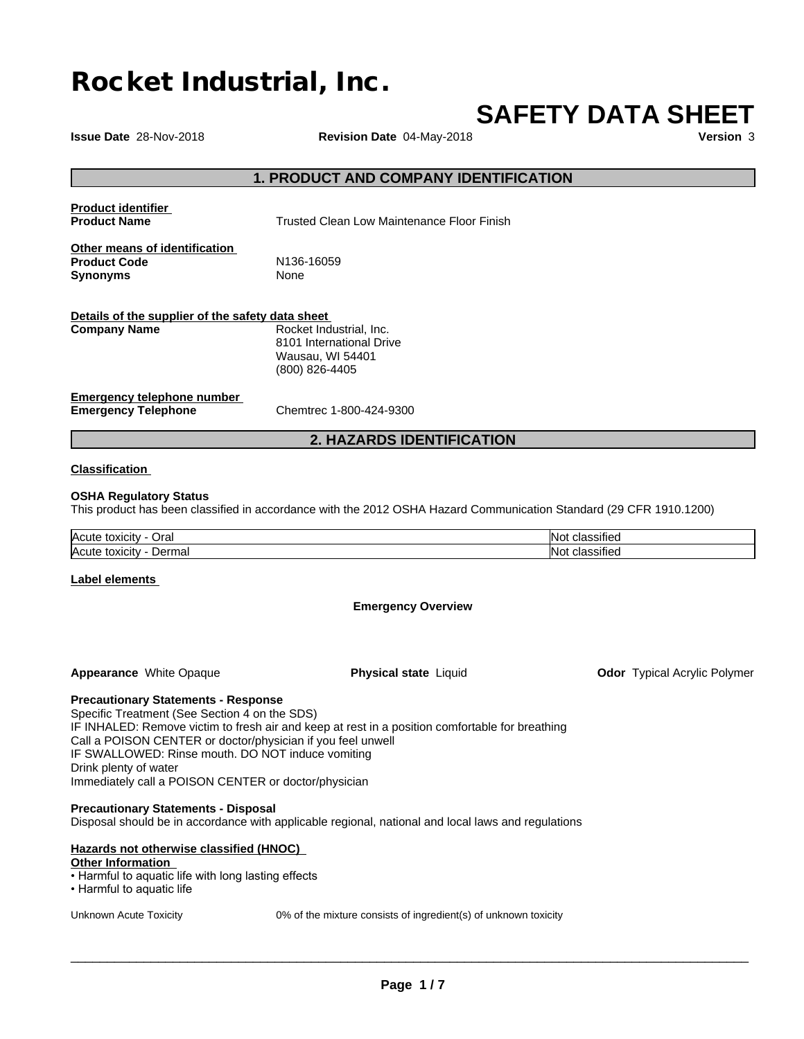# Rocket Industrial, Inc.

# SAFETY DATA SHEET

**Issue Date** 28-Nov-2018 **Revision Date** 04-May-2018 **Version** 3

## 1. PRODUCT AND COMPANY IDENTIFICATION

**Product identifier**

**Product Name** Trusted Clean Low Maintenance Floor Finish

**Other means of identification**

**Product Code** N136-16059

**Synonyms** None

**Details of the supplier of the safety data sheet**

**Company Name** Rocket Industrial, Inc.
8101 International Drive
Wausau, WI 54401
(800) 826-4405

**Emergency telephone number**

**Emergency Telephone** Chemtrec 1-800-424-9300

## 2. HAZARDS IDENTIFICATION

**Classification**

**OSHA Regulatory Status**

This product has been classified in accordance with the 2012 OSHA Hazard Communication Standard (29 CFR 1910.1200)

| | |
|---|---|
| Acute toxicity - Oral | Not classified |
| Acute toxicity - Dermal | Not classified |

**Label elements**

**Emergency Overview**

**Appearance** White Opaque **Physical state** Liquid **Odor** Typical Acrylic Polymer

**Precautionary Statements - Response**

Specific Treatment (See Section 4 on the SDS)
IF INHALED: Remove victim to fresh air and keep at rest in a position comfortable for breathing
Call a POISON CENTER or doctor/physician if you feel unwell
IF SWALLOWED: Rinse mouth. DO NOT induce vomiting
Drink plenty of water
Immediately call a POISON CENTER or doctor/physician

**Precautionary Statements - Disposal**

Disposal should be in accordance with applicable regional, national and local laws and regulations

**Hazards not otherwise classified (HNOC)**

**Other Information**

- Harmful to aquatic life with long lasting effects
- Harmful to aquatic life

Unknown Acute Toxicity 0% of the mixture consists of ingredient(s) of unknown toxicity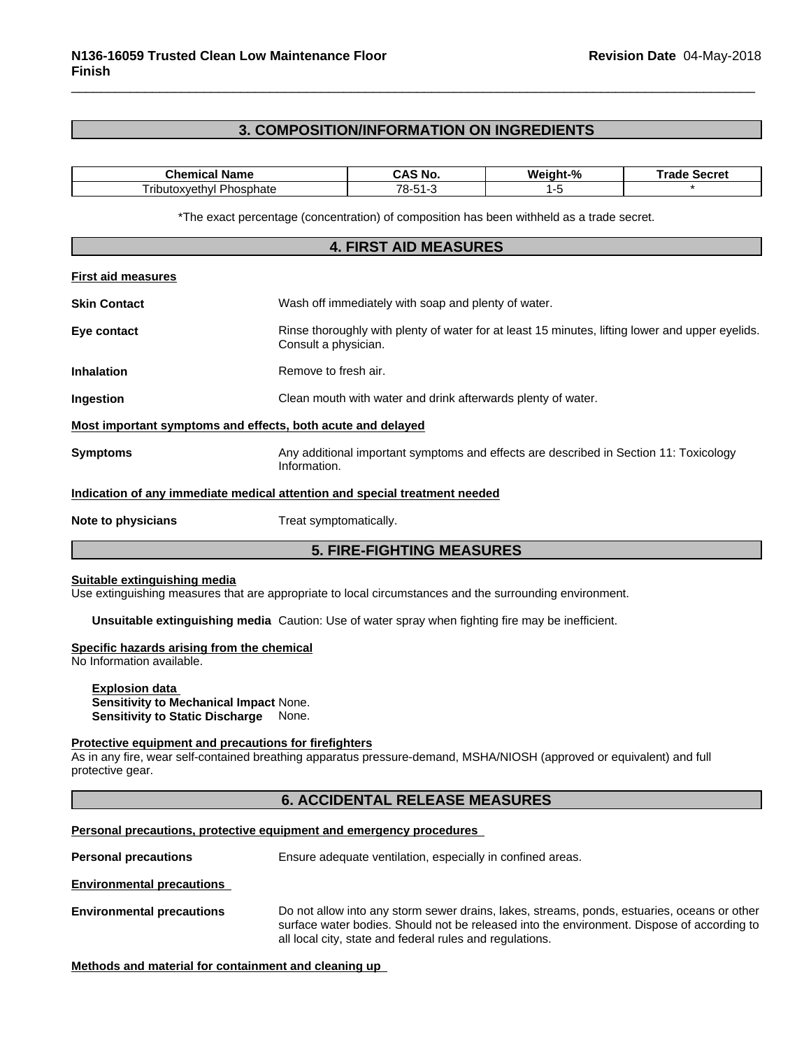## 3. COMPOSITION/INFORMATION ON INGREDIENTS

| Chemical Name | CAS No. | Weight-% | Trade Secret |
|---|---|---|---|
| Tributoxyethyl Phosphate | 78-51-3 | 1-5 | * |

*The exact percentage (concentration) of composition has been withheld as a trade secret.

## 4. FIRST AID MEASURES

**First aid measures**

**Skin Contact** Wash off immediately with soap and plenty of water.

**Eye contact** Rinse thoroughly with plenty of water for at least 15 minutes, lifting lower and upper eyelids. Consult a physician.

**Inhalation** Remove to fresh air.

**Ingestion** Clean mouth with water and drink afterwards plenty of water.

**Most important symptoms and effects, both acute and delayed**

**Symptoms** Any additional important symptoms and effects are described in Section 11: Toxicology Information.

**Indication of any immediate medical attention and special treatment needed**

**Note to physicians** Treat symptomatically.

## 5. FIRE-FIGHTING MEASURES

**Suitable extinguishing media**

Use extinguishing measures that are appropriate to local circumstances and the surrounding environment.

**Unsuitable extinguishing media** Caution: Use of water spray when fighting fire may be inefficient.

**Specific hazards arising from the chemical**

No Information available.

**Explosion data**

**Sensitivity to Mechanical Impact** None.

**Sensitivity to Static Discharge** None.

**Protective equipment and precautions for firefighters**

As in any fire, wear self-contained breathing apparatus pressure-demand, MSHA/NIOSH (approved or equivalent) and full protective gear.

## 6. ACCIDENTAL RELEASE MEASURES

**Personal precautions, protective equipment and emergency procedures**

**Personal precautions** Ensure adequate ventilation, especially in confined areas.

**Environmental precautions**

**Environmental precautions** Do not allow into any storm sewer drains, lakes, streams, ponds, estuaries, oceans or other surface water bodies. Should not be released into the environment. Dispose of according to all local city, state and federal rules and regulations.

**Methods and material for containment and cleaning up**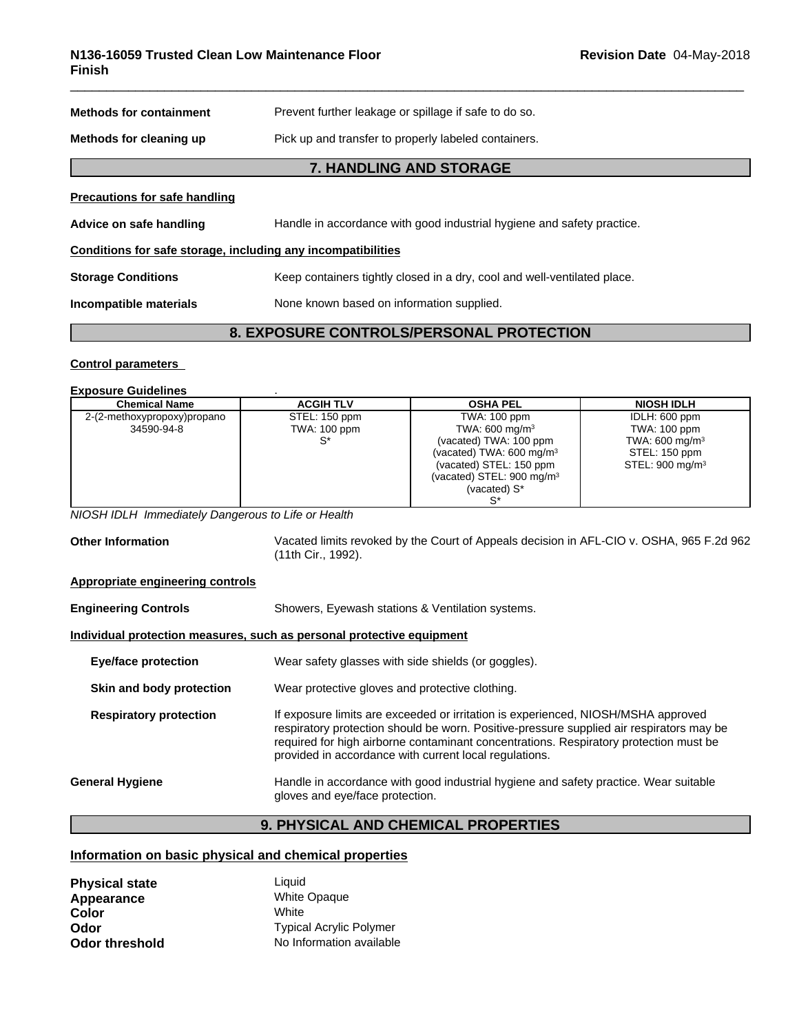**Methods for containment** Prevent further leakage or spillage if safe to do so.

**Methods for cleaning up** Pick up and transfer to properly labeled containers.

## 7. HANDLING AND STORAGE

**Precautions for safe handling**

**Advice on safe handling** Handle in accordance with good industrial hygiene and safety practice.

**Conditions for safe storage, including any incompatibilities**

**Storage Conditions** Keep containers tightly closed in a dry, cool and well-ventilated place.

**Incompatible materials** None known based on information supplied.

## 8. EXPOSURE CONTROLS/PERSONAL PROTECTION

**Control parameters**

**Exposure Guidelines** .

| Chemical Name | ACGIH TLV | OSHA PEL | NIOSH IDLH |
|---|---|---|---|
| 2-(2-methoxypropoxy)propano<br>34590-94-8 | STEL: 150 ppm<br>TWA: 100 ppm<br>S* | TWA: 100 ppm<br>TWA: 600 mg/m³<br>(vacated) TWA: 100 ppm<br>(vacated) TWA: 600 mg/m³<br>(vacated) STEL: 150 ppm<br>(vacated) STEL: 900 mg/m³<br>(vacated) S*<br>S* | IDLH: 600 ppm<br>TWA: 100 ppm<br>TWA: 600 mg/m³<br>STEL: 150 ppm<br>STEL: 900 mg/m³ |

*NIOSH IDLH Immediately Dangerous to Life or Health*

**Other Information** Vacated limits revoked by the Court of Appeals decision in AFL-CIO v. OSHA, 965 F.2d 962 (11th Cir., 1992).

**Appropriate engineering controls**

**Engineering Controls** Showers, Eyewash stations & Ventilation systems.

**Individual protection measures, such as personal protective equipment**

**Eye/face protection** Wear safety glasses with side shields (or goggles).

**Skin and body protection** Wear protective gloves and protective clothing.

**Respiratory protection** If exposure limits are exceeded or irritation is experienced, NIOSH/MSHA approved respiratory protection should be worn. Positive-pressure supplied air respirators may be required for high airborne contaminant concentrations. Respiratory protection must be provided in accordance with current local regulations.

**General Hygiene** Handle in accordance with good industrial hygiene and safety practice. Wear suitable gloves and eye/face protection.

## 9. PHYSICAL AND CHEMICAL PROPERTIES

**Information on basic physical and chemical properties**

**Physical state** Liquid
**Appearance** White Opaque
**Color** White
**Odor** Typical Acrylic Polymer
**Odor threshold** No Information available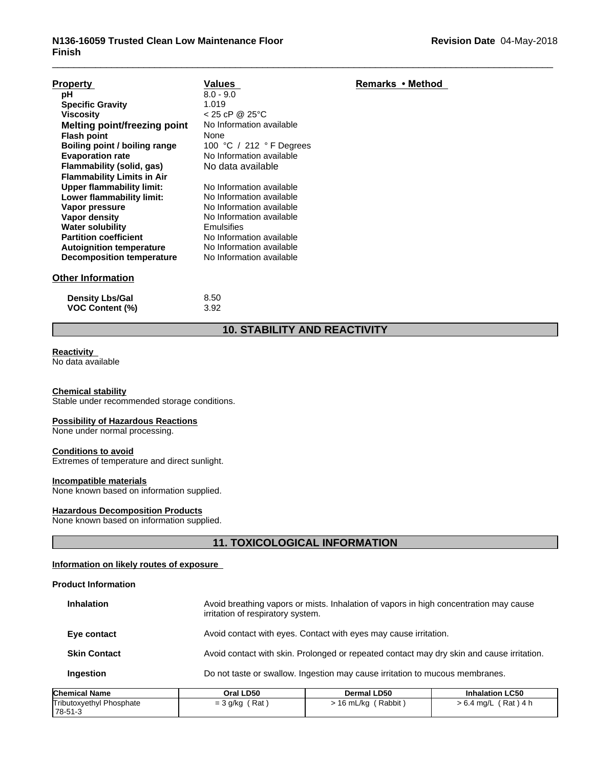| Property | Values | Remarks • Method |
|---|---|---|
| **pH** | 8.0 - 9.0 | |
| **Specific Gravity** | 1.019 | |
| **Viscosity** | < 25 cP @ 25°C | |
| **Melting point/freezing point** | No Information available | |
| **Flash point** | None | |
| **Boiling point / boiling range** | 100 °C / 212 ° F Degrees | |
| **Evaporation rate** | No Information available | |
| **Flammability (solid, gas)** | No data available | |
| **Flammability Limits in Air** | | |
| **Upper flammability limit:** | No Information available | |
| **Lower flammability limit:** | No Information available | |
| **Vapor pressure** | No Information available | |
| **Vapor density** | No Information available | |
| **Water solubility** | Emulsifies | |
| **Partition coefficient** | No Information available | |
| **Autoignition temperature** | No Information available | |
| **Decomposition temperature** | No Information available | |

**Other Information**

| | |
|---|---|
| **Density Lbs/Gal** | 8.50 |
| **VOC Content (%)** | 3.92 |

## 10. STABILITY AND REACTIVITY

**Reactivity**
No data available

**Chemical stability**
Stable under recommended storage conditions.

**Possibility of Hazardous Reactions**
None under normal processing.

**Conditions to avoid**
Extremes of temperature and direct sunlight.

**Incompatible materials**
None known based on information supplied.

**Hazardous Decomposition Products**
None known based on information supplied.

## 11. TOXICOLOGICAL INFORMATION

**Information on likely routes of exposure**

**Product Information**

| | |
|---|---|
| **Inhalation** | Avoid breathing vapors or mists. Inhalation of vapors in high concentration may cause irritation of respiratory system. |
| **Eye contact** | Avoid contact with eyes. Contact with eyes may cause irritation. |
| **Skin Contact** | Avoid contact with skin. Prolonged or repeated contact may dry skin and cause irritation. |
| **Ingestion** | Do not taste or swallow. Ingestion may cause irritation to mucous membranes. |

| Chemical Name | Oral LD50 | Dermal LD50 | Inhalation LC50 |
|---|---|---|---|
| Tributoxyethyl Phosphate 78-51-3 | = 3 g/kg ( Rat ) | > 16 mL/kg ( Rabbit ) | > 6.4 mg/L ( Rat ) 4 h |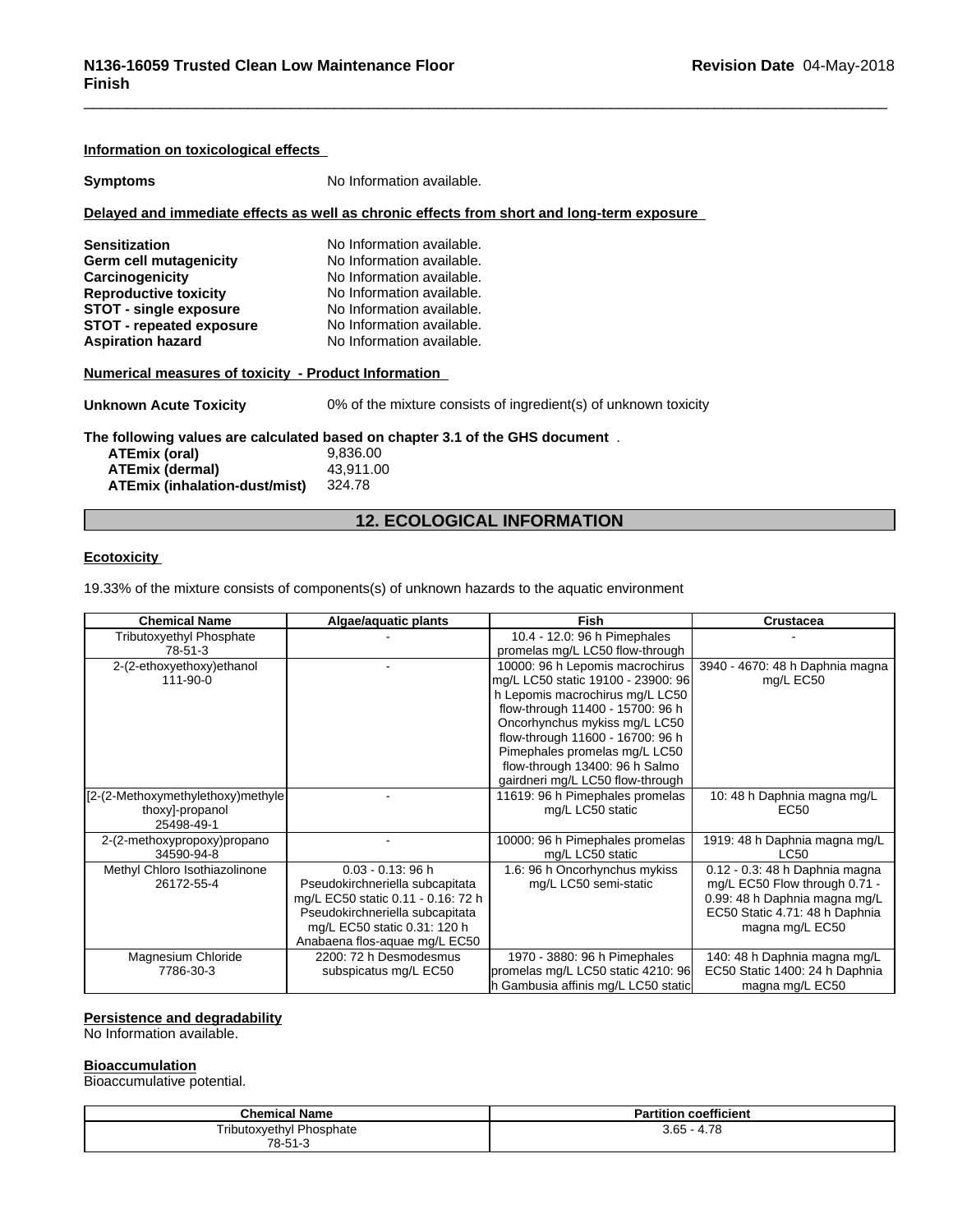### Information on toxicological effects

**Symptoms** No Information available.

### Delayed and immediate effects as well as chronic effects from short and long-term exposure

**Sensitization** No Information available.
**Germ cell mutagenicity** No Information available.
**Carcinogenicity** No Information available.
**Reproductive toxicity** No Information available.
**STOT - single exposure** No Information available.
**STOT - repeated exposure** No Information available.
**Aspiration hazard** No Information available.

### Numerical measures of toxicity - Product Information

**Unknown Acute Toxicity** 0% of the mixture consists of ingredient(s) of unknown toxicity

**The following values are calculated based on chapter 3.1 of the GHS document** .

**ATEmix (oral)** 9,836.00
**ATEmix (dermal)** 43,911.00
**ATEmix (inhalation-dust/mist)** 324.78

## 12. ECOLOGICAL INFORMATION

### Ecotoxicity

19.33% of the mixture consists of components(s) of unknown hazards to the aquatic environment

| Chemical Name | Algae/aquatic plants | Fish | Crustacea |
|---|---|---|---|
| Tributoxyethyl Phosphate 78-51-3 | - | 10.4 - 12.0: 96 h Pimephales promelas mg/L LC50 flow-through | - |
| 2-(2-ethoxyethoxy)ethanol 111-90-0 | - | 10000: 96 h Lepomis macrochirus mg/L LC50 static 19100 - 23900: 96 h Lepomis macrochirus mg/L LC50 flow-through 11400 - 15700: 96 h Oncorhynchus mykiss mg/L LC50 flow-through 11600 - 16700: 96 h Pimephales promelas mg/L LC50 flow-through 13400: 96 h Salmo gairdneri mg/L LC50 flow-through | 3940 - 4670: 48 h Daphnia magna mg/L EC50 |
| [2-(2-Methoxymethylethoxy)methylethoxy]-propanol 25498-49-1 | - | 11619: 96 h Pimephales promelas mg/L LC50 static | 10: 48 h Daphnia magna mg/L EC50 |
| 2-(2-methoxypropoxy)propano 34590-94-8 | - | 10000: 96 h Pimephales promelas mg/L LC50 static | 1919: 48 h Daphnia magna mg/L LC50 |
| Methyl Chloro Isothiazolinone 26172-55-4 | 0.03 - 0.13: 96 h Pseudokirchneriella subcapitata mg/L EC50 static 0.11 - 0.16: 72 h Pseudokirchneriella subcapitata mg/L EC50 static 0.31: 120 h Anabaena flos-aquae mg/L EC50 | 1.6: 96 h Oncorhynchus mykiss mg/L LC50 semi-static | 0.12 - 0.3: 48 h Daphnia magna mg/L EC50 Flow through 0.71 - 0.99: 48 h Daphnia magna mg/L EC50 Static 4.71: 48 h Daphnia magna mg/L EC50 |
| Magnesium Chloride 7786-30-3 | 2200: 72 h Desmodesmus subspicatus mg/L EC50 | 1970 - 3880: 96 h Pimephales promelas mg/L LC50 static 4210: 96 h Gambusia affinis mg/L LC50 static | 140: 48 h Daphnia magna mg/L EC50 Static 1400: 24 h Daphnia magna mg/L EC50 |

### Persistence and degradability

No Information available.

### Bioaccumulation

Bioaccumulative potential.

| Chemical Name | Partition coefficient |
|---|---|
| Tributoxyethyl Phosphate 78-51-3 | 3.65 - 4.78 |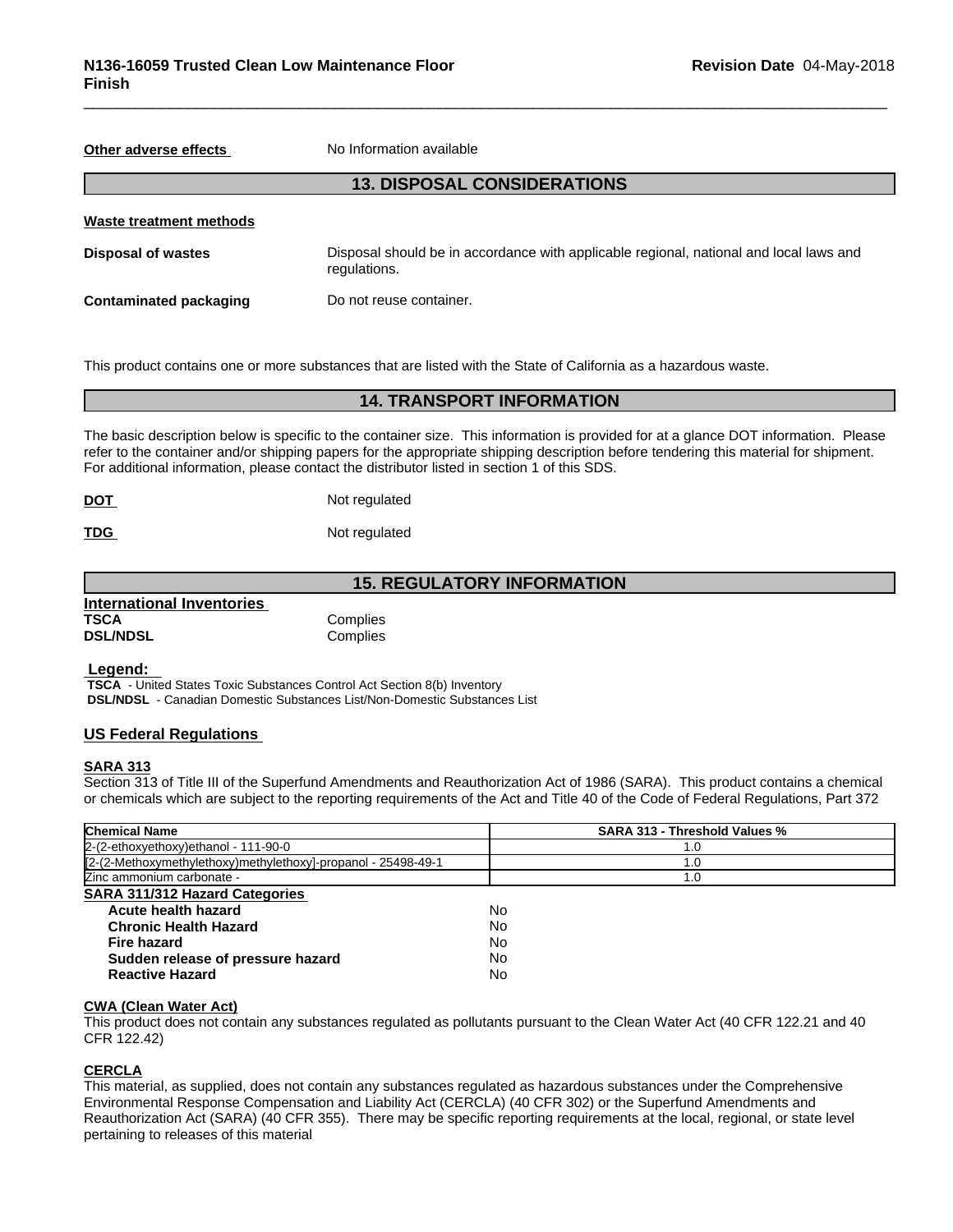**Other adverse effects** No Information available

## 13. DISPOSAL CONSIDERATIONS

**Waste treatment methods**

**Disposal of wastes** Disposal should be in accordance with applicable regional, national and local laws and regulations.

**Contaminated packaging** Do not reuse container.

This product contains one or more substances that are listed with the State of California as a hazardous waste.

## 14. TRANSPORT INFORMATION

The basic description below is specific to the container size. This information is provided for at a glance DOT information. Please refer to the container and/or shipping papers for the appropriate shipping description before tendering this material for shipment. For additional information, please contact the distributor listed in section 1 of this SDS.

**DOT** Not regulated

**TDG** Not regulated

## 15. REGULATORY INFORMATION

**International Inventories**

**TSCA** Complies
**DSL/NDSL** Complies

**Legend:**
**TSCA** - United States Toxic Substances Control Act Section 8(b) Inventory
**DSL/NDSL** - Canadian Domestic Substances List/Non-Domestic Substances List

### US Federal Regulations

**SARA 313**
Section 313 of Title III of the Superfund Amendments and Reauthorization Act of 1986 (SARA). This product contains a chemical or chemicals which are subject to the reporting requirements of the Act and Title 40 of the Code of Federal Regulations, Part 372

| Chemical Name | SARA 313 - Threshold Values % |
|---|---|
| 2-(2-ethoxyethoxy)ethanol - 111-90-0 | 1.0 |
| [2-(2-Methoxymethylethoxy)methylethoxy]-propanol - 25498-49-1 | 1.0 |
| Zinc ammonium carbonate - | 1.0 |

**SARA 311/312 Hazard Categories**

| | |
|---|---|
| **Acute health hazard** | No |
| **Chronic Health Hazard** | No |
| **Fire hazard** | No |
| **Sudden release of pressure hazard** | No |
| **Reactive Hazard** | No |

**CWA (Clean Water Act)**
This product does not contain any substances regulated as pollutants pursuant to the Clean Water Act (40 CFR 122.21 and 40 CFR 122.42)

**CERCLA**
This material, as supplied, does not contain any substances regulated as hazardous substances under the Comprehensive Environmental Response Compensation and Liability Act (CERCLA) (40 CFR 302) or the Superfund Amendments and Reauthorization Act (SARA) (40 CFR 355). There may be specific reporting requirements at the local, regional, or state level pertaining to releases of this material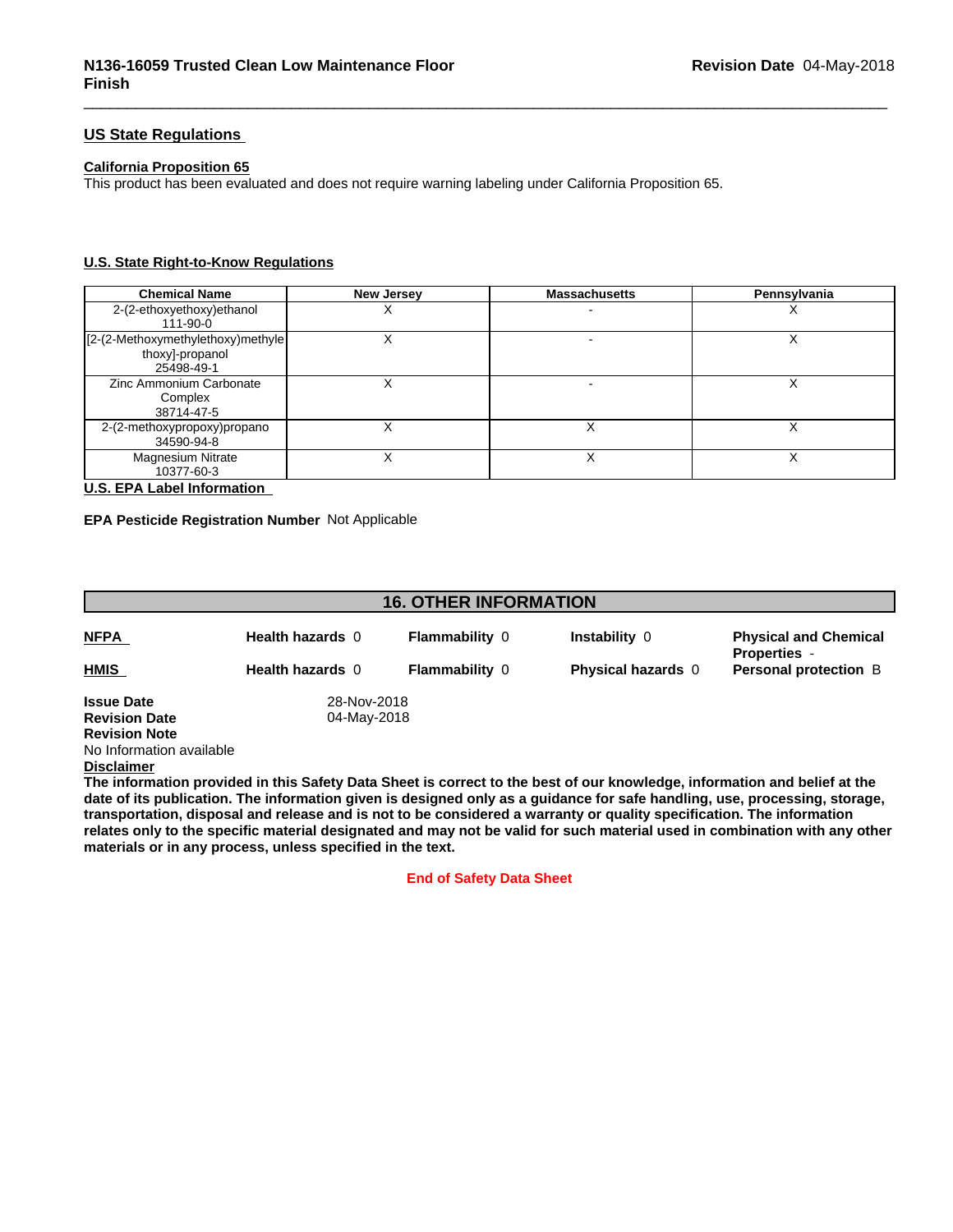## US State Regulations

### California Proposition 65

This product has been evaluated and does not require warning labeling under California Proposition 65.

### U.S. State Right-to-Know Regulations

| Chemical Name | New Jersey | Massachusetts | Pennsylvania |
|---|---|---|---|
| 2-(2-ethoxyethoxy)ethanol 111-90-0 | X | - | X |
| [2-(2-Methoxymethylethoxy)methylethoxy]-propanol 25498-49-1 | X | - | X |
| Zinc Ammonium Carbonate Complex 38714-47-5 | X | - | X |
| 2-(2-methoxypropoxy)propano 34590-94-8 | X | X | X |
| Magnesium Nitrate 10377-60-3 | X | X | X |

### U.S. EPA Label Information

**EPA Pesticide Registration Number** Not Applicable

## 16. OTHER INFORMATION

| | | | | |
|---|---|---|---|---|
| **NFPA** | **Health hazards** 0 | **Flammability** 0 | **Instability** 0 | **Physical and Chemical Properties** - |
| **HMIS** | **Health hazards** 0 | **Flammability** 0 | **Physical hazards** 0 | **Personal protection** B |

**Issue Date** 28-Nov-2018
**Revision Date** 04-May-2018
**Revision Note**
No Information available

**Disclaimer**

**The information provided in this Safety Data Sheet is correct to the best of our knowledge, information and belief at the date of its publication. The information given is designed only as a guidance for safe handling, use, processing, storage, transportation, disposal and release and is not to be considered a warranty or quality specification. The information relates only to the specific material designated and may not be valid for such material used in combination with any other materials or in any process, unless specified in the text.**

**End of Safety Data Sheet**